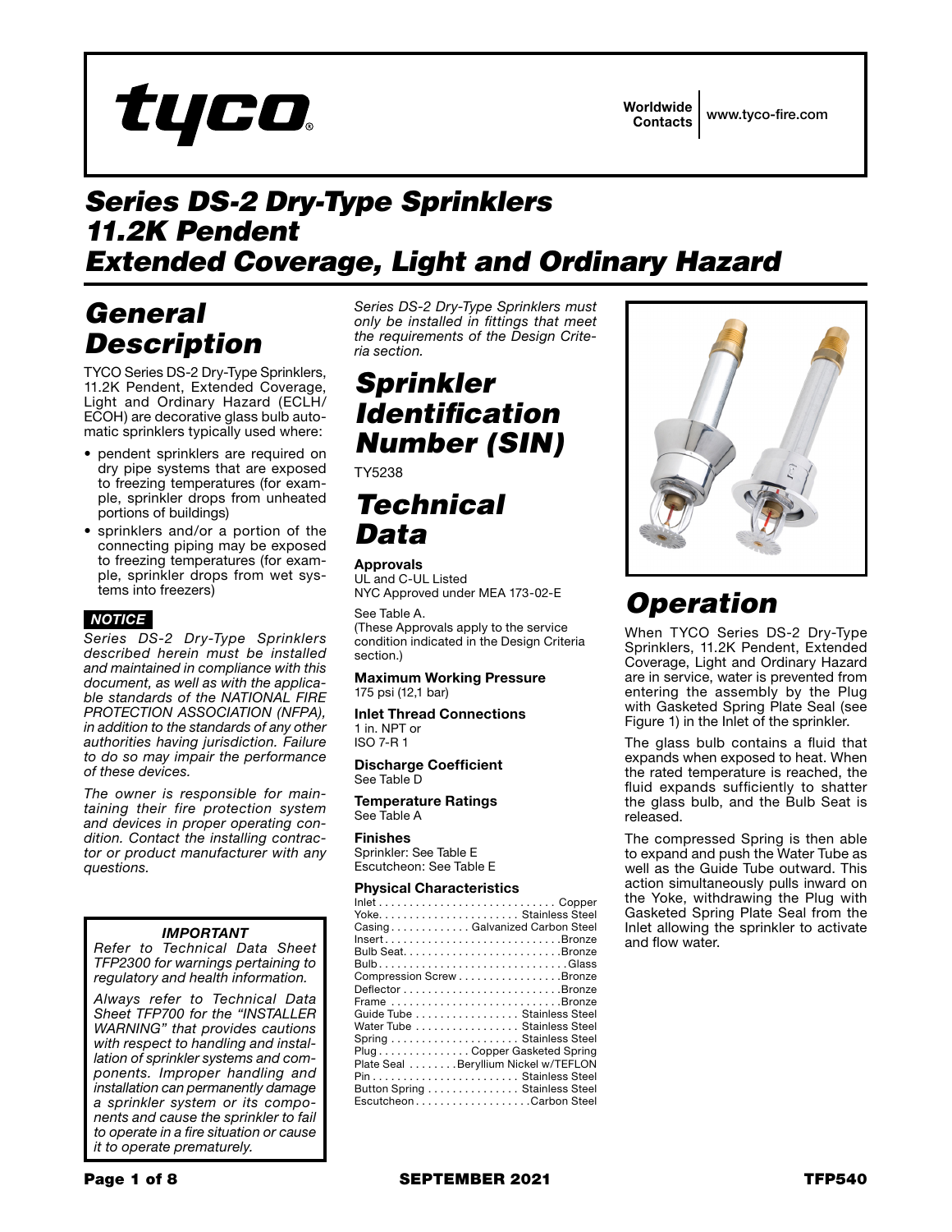tyco

Worldwide Contacts | www.tyco-fire.com

# Series DS-2 Dry-Type Sprinklers 11.2K Pendent Extended Coverage, Light and Ordinary Hazard

## General Description

TYCO Series DS-2 Dry-Type Sprinklers, 11.2K Pendent, Extended Coverage, Light and Ordinary Hazard (ECLH/ECOH) are decorative glass bulb automatic sprinklers typically used where:

- pendent sprinklers are required on dry pipe systems that are exposed to freezing temperatures (for example, sprinkler drops from unheated portions of buildings)
- sprinklers and/or a portion of the connecting piping may be exposed to freezing temperatures (for example, sprinkler drops from wet systems into freezers)

**NOTICE**

*Series DS-2 Dry-Type Sprinklers described herein must be installed and maintained in compliance with this document, as well as with the applicable standards of the NATIONAL FIRE PROTECTION ASSOCIATION (NFPA), in addition to the standards of any other authorities having jurisdiction. Failure to do so may impair the performance of these devices.*

*The owner is responsible for maintaining their fire protection system and devices in proper operating condition. Contact the installing contractor or product manufacturer with any questions.*

***IMPORTANT***

*Refer to Technical Data Sheet TFP2300 for warnings pertaining to regulatory and health information.*

*Always refer to Technical Data Sheet TFP700 for the "INSTALLER WARNING" that provides cautions with respect to handling and installation of sprinkler systems and components. Improper handling and installation can permanently damage a sprinkler system or its components and cause the sprinkler to fail to operate in a fire situation or cause it to operate prematurely.*

*Series DS-2 Dry-Type Sprinklers must only be installed in fittings that meet the requirements of the Design Criteria section.*

## Sprinkler Identification Number (SIN)

TY5238

## Technical Data

**Approvals**
UL and C-UL Listed
NYC Approved under MEA 173-02-E

See Table A.
(These Approvals apply to the service condition indicated in the Design Criteria section.)

**Maximum Working Pressure**
175 psi (12,1 bar)

**Inlet Thread Connections**
1 in. NPT or
ISO 7-R 1

**Discharge Coefficient**
See Table D

**Temperature Ratings**
See Table A

**Finishes**
Sprinkler: See Table E
Escutcheon: See Table E

**Physical Characteristics**

| Component | Material |
|---|---|
| Inlet | Copper |
| Yoke | Stainless Steel |
| Casing | Galvanized Carbon Steel |
| Insert | Bronze |
| Bulb Seat | Bronze |
| Bulb | Glass |
| Compression Screw | Bronze |
| Deflector | Bronze |
| Frame | Bronze |
| Guide Tube | Stainless Steel |
| Water Tube | Stainless Steel |
| Spring | Stainless Steel |
| Plug | Copper Gasketed Spring |
| Plate Seal | Beryllium Nickel w/TEFLON |
| Pin | Stainless Steel |
| Button Spring | Stainless Steel |
| Escutcheon | Carbon Steel |

## Operation

When TYCO Series DS-2 Dry-Type Sprinklers, 11.2K Pendent, Extended Coverage, Light and Ordinary Hazard are in service, water is prevented from entering the assembly by the Plug with Gasketed Spring Plate Seal (see Figure 1) in the Inlet of the sprinkler.

The glass bulb contains a fluid that expands when exposed to heat. When the rated temperature is reached, the fluid expands sufficiently to shatter the glass bulb, and the Bulb Seat is released.

The compressed Spring is then able to expand and push the Water Tube as well as the Guide Tube outward. This action simultaneously pulls inward on the Yoke, withdrawing the Plug with Gasketed Spring Plate Seal from the Inlet allowing the sprinkler to activate and flow water.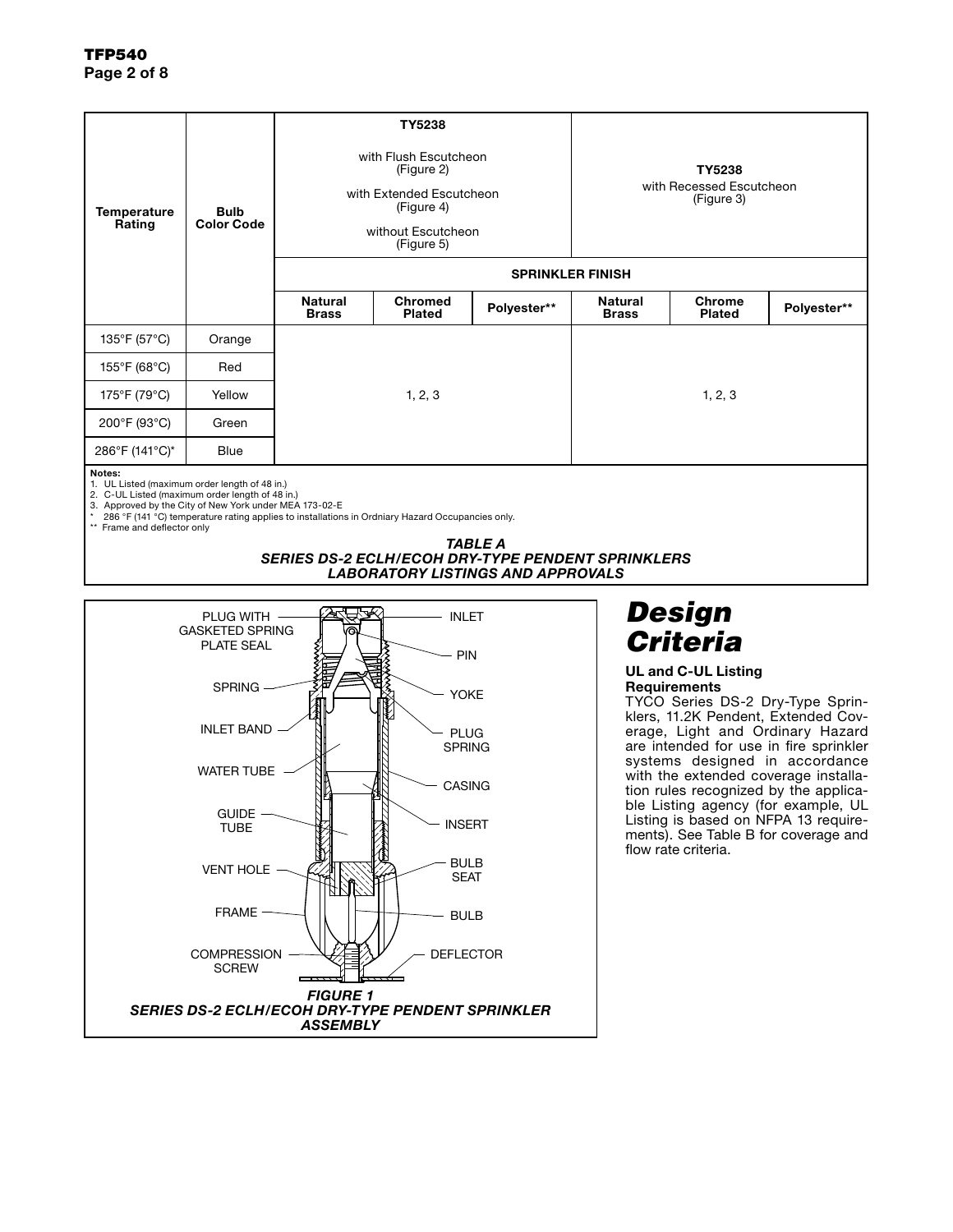| Temperature Rating | Bulb Color Code | TY5238 with Flush Escutcheon (Figure 2) with Extended Escutcheon (Figure 4) without Escutcheon (Figure 5) | | | TY5238 with Recessed Escutcheon (Figure 3) | | |
|---|---|---|---|---|---|---|---|
| | | SPRINKLER FINISH | | | | | |
| | | Natural Brass | Chromed Plated | Polyester** | Natural Brass | Chrome Plated | Polyester** |
| 135°F (57°C) | Orange | 1, 2, 3 | | | 1, 2, 3 | | |
| 155°F (68°C) | Red | | | | | | |
| 175°F (79°C) | Yellow | | | | | | |
| 200°F (93°C) | Green | | | | | | |
| 286°F (141°C)* | Blue | | | | | | |

Notes:
1. UL Listed (maximum order length of 48 in.)
2. C-UL Listed (maximum order length of 48 in.)
3. Approved by the City of New York under MEA 173-02-E
\* 286 °F (141 °C) temperature rating applies to installations in Ordniary Hazard Occupancies only.
\*\* Frame and deflector only

*TABLE A*
*SERIES DS-2 ECLH/ECOH DRY-TYPE PENDENT SPRINKLERS*
*LABORATORY LISTINGS AND APPROVALS*

PLUG WITH GASKETED SPRING PLATE SEAL; SPRING; INLET BAND; WATER TUBE; GUIDE TUBE; VENT HOLE; FRAME; COMPRESSION SCREW; INLET; PIN; YOKE; PLUG SPRING; CASING; INSERT; BULB SEAT; BULB; DEFLECTOR

*FIGURE 1*
*SERIES DS-2 ECLH/ECOH DRY-TYPE PENDENT SPRINKLER ASSEMBLY*

# Design Criteria

**UL and C-UL Listing Requirements**

TYCO Series DS-2 Dry-Type Sprinklers, 11.2K Pendent, Extended Coverage, Light and Ordinary Hazard are intended for use in fire sprinkler systems designed in accordance with the extended coverage installation rules recognized by the applicable Listing agency (for example, UL Listing is based on NFPA 13 requirements). See Table B for coverage and flow rate criteria.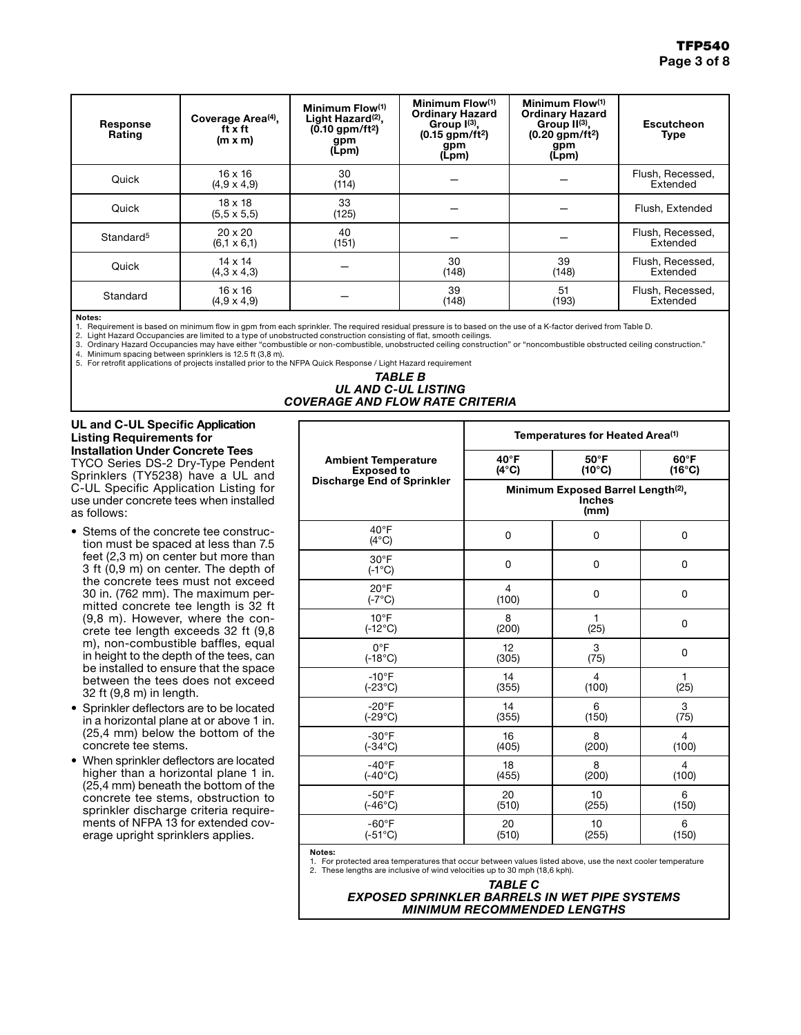| Response Rating | Coverage Area[4], ft x ft (m x m) | Minimum Flow[1] Light Hazard[2], (0.10 gpm/ft²) gpm (Lpm) | Minimum Flow[1] Ordinary Hazard Group I[3], (0.15 gpm/ft²) gpm (Lpm) | Minimum Flow[1] Ordinary Hazard Group II[3], (0.20 gpm/ft²) gpm (Lpm) | Escutcheon Type |
|---|---|---|---|---|---|
| Quick | 16 x 16 (4,9 x 4,9) | 30 (114) | — | — | Flush, Recessed, Extended |
| Quick | 18 x 18 (5,5 x 5,5) | 33 (125) | — | — | Flush, Extended |
| Standard[5] | 20 x 20 (6,1 x 6,1) | 40 (151) | — | — | Flush, Recessed, Extended |
| Quick | 14 x 14 (4,3 x 4,3) | — | 30 (148) | 39 (148) | Flush, Recessed, Extended |
| Standard | 16 x 16 (4,9 x 4,9) | — | 39 (148) | 51 (193) | Flush, Recessed, Extended |

**Notes:**
1. Requirement is based on minimum flow in gpm from each sprinkler. The required residual pressure is to based on the use of a K-factor derived from Table D.
2. Light Hazard Occupancies are limited to a type of unobstructed construction consisting of flat, smooth ceilings.
3. Ordinary Hazard Occupancies may have either "combustible or non-combustible, unobstructed ceiling construction" or "noncombustible obstructed ceiling construction."
4. Minimum spacing between sprinklers is 12.5 ft (3,8 m).
5. For retrofit applications of projects installed prior to the NFPA Quick Response / Light Hazard requirement

***TABLE B***
***UL AND C-UL LISTING***
***COVERAGE AND FLOW RATE CRITERIA***

**UL and C-UL Specific Application Listing Requirements for Installation Under Concrete Tees**

TYCO Series DS-2 Dry-Type Pendent Sprinklers (TY5238) have a UL and C-UL Specific Application Listing for use under concrete tees when installed as follows:

- Stems of the concrete tee construction must be spaced at less than 7.5 feet (2,3 m) on center but more than 3 ft (0,9 m) on center. The depth of the concrete tees must not exceed 30 in. (762 mm). The maximum permitted concrete tee length is 32 ft (9,8 m). However, where the concrete tee length exceeds 32 ft (9,8 m), non-combustible baffles, equal in height to the depth of the tees, can be installed to ensure that the space between the tees does not exceed 32 ft (9,8 m) in length.
- Sprinkler deflectors are to be located in a horizontal plane at or above 1 in. (25,4 mm) below the bottom of the concrete tee stems.
- When sprinkler deflectors are located higher than a horizontal plane 1 in. (25,4 mm) beneath the bottom of the concrete tee stems, obstruction to sprinkler discharge criteria requirements of NFPA 13 for extended coverage upright sprinklers applies.

| Ambient Temperature Exposed to Discharge End of Sprinkler | Temperatures for Heated Area[1] | | |
|---|---|---|---|
| | 40°F (4°C) | 50°F (10°C) | 60°F (16°C) |
| | Minimum Exposed Barrel Length[2], Inches (mm) | | |
| 40°F (4°C) | 0 | 0 | 0 |
| 30°F (-1°C) | 0 | 0 | 0 |
| 20°F (-7°C) | 4 (100) | 0 | 0 |
| 10°F (-12°C) | 8 (200) | 1 (25) | 0 |
| 0°F (-18°C) | 12 (305) | 3 (75) | 0 |
| -10°F (-23°C) | 14 (355) | 4 (100) | 1 (25) |
| -20°F (-29°C) | 14 (355) | 6 (150) | 3 (75) |
| -30°F (-34°C) | 16 (405) | 8 (200) | 4 (100) |
| -40°F (-40°C) | 18 (455) | 8 (200) | 4 (100) |
| -50°F (-46°C) | 20 (510) | 10 (255) | 6 (150) |
| -60°F (-51°C) | 20 (510) | 10 (255) | 6 (150) |

**Notes:**
1. For protected area temperatures that occur between values listed above, use the next cooler temperature
2. These lengths are inclusive of wind velocities up to 30 mph (18,6 kph).

***TABLE C***
***EXPOSED SPRINKLER BARRELS IN WET PIPE SYSTEMS***
***MINIMUM RECOMMENDED LENGTHS***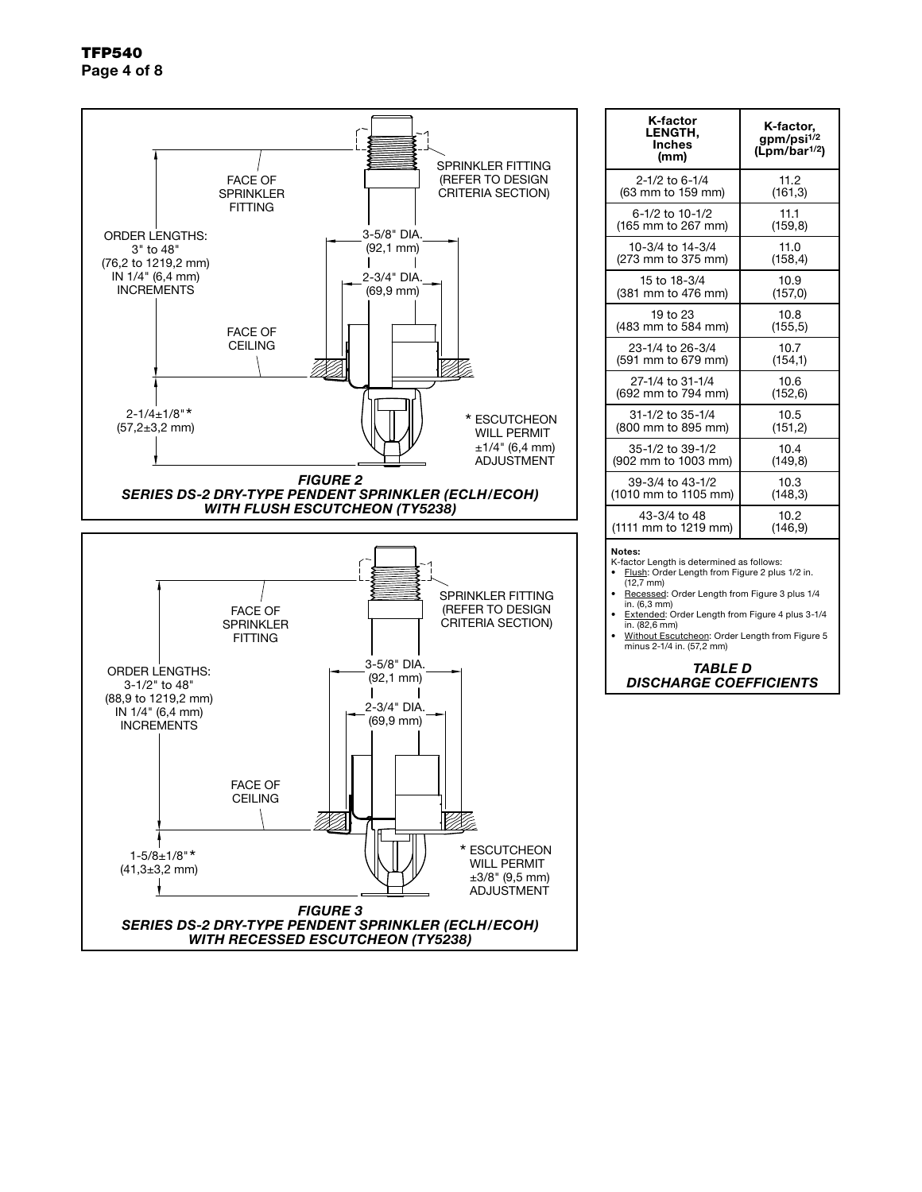FACE OF SPRINKLER FITTING

SPRINKLER FITTING (REFER TO DESIGN CRITERIA SECTION)

ORDER LENGTHS: 3" to 48" (76,2 to 1219,2 mm) IN 1/4" (6,4 mm) INCREMENTS

3-5/8" DIA. (92,1 mm)

2-3/4" DIA. (69,9 mm)

FACE OF CEILING

2-1/4±1/8"* (57,2±3,2 mm)

* ESCUTCHEON WILL PERMIT ±1/4" (6,4 mm) ADJUSTMENT

***FIGURE 2***
***SERIES DS-2 DRY-TYPE PENDENT SPRINKLER (ECLH/ECOH) WITH FLUSH ESCUTCHEON (TY5238)***

FACE OF SPRINKLER FITTING

SPRINKLER FITTING (REFER TO DESIGN CRITERIA SECTION)

ORDER LENGTHS: 3-1/2" to 48" (88,9 to 1219,2 mm) IN 1/4" (6,4 mm) INCREMENTS

3-5/8" DIA. (92,1 mm)

2-3/4" DIA. (69,9 mm)

FACE OF CEILING

1-5/8±1/8"* (41,3±3,2 mm)

* ESCUTCHEON WILL PERMIT ±3/8" (9,5 mm) ADJUSTMENT

***FIGURE 3***
***SERIES DS-2 DRY-TYPE PENDENT SPRINKLER (ECLH/ECOH) WITH RECESSED ESCUTCHEON (TY5238)***

| K-factor LENGTH, Inches (mm) | K-factor, gpm/psi$^{1/2}$ (Lpm/bar$^{1/2}$) |
|---|---|
| 2-1/2 to 6-1/4 (63 mm to 159 mm) | 11.2 (161,3) |
| 6-1/2 to 10-1/2 (165 mm to 267 mm) | 11.1 (159,8) |
| 10-3/4 to 14-3/4 (273 mm to 375 mm) | 11.0 (158,4) |
| 15 to 18-3/4 (381 mm to 476 mm) | 10.9 (157,0) |
| 19 to 23 (483 mm to 584 mm) | 10.8 (155,5) |
| 23-1/4 to 26-3/4 (591 mm to 679 mm) | 10.7 (154,1) |
| 27-1/4 to 31-1/4 (692 mm to 794 mm) | 10.6 (152,6) |
| 31-1/2 to 35-1/4 (800 mm to 895 mm) | 10.5 (151,2) |
| 35-1/2 to 39-1/2 (902 mm to 1003 mm) | 10.4 (149,8) |
| 39-3/4 to 43-1/2 (1010 mm to 1105 mm) | 10.3 (148,3) |
| 43-3/4 to 48 (1111 mm to 1219 mm) | 10.2 (146,9) |

**Notes:**
K-factor Length is determined as follows:
- Flush: Order Length from Figure 2 plus 1/2 in. (12,7 mm)
- Recessed: Order Length from Figure 3 plus 1/4 in. (6,3 mm)
- Extended: Order Length from Figure 4 plus 3-1/4 in. (82,6 mm)
- Without Escutcheon: Order Length from Figure 5 minus 2-1/4 in. (57,2 mm)

***TABLE D***
***DISCHARGE COEFFICIENTS***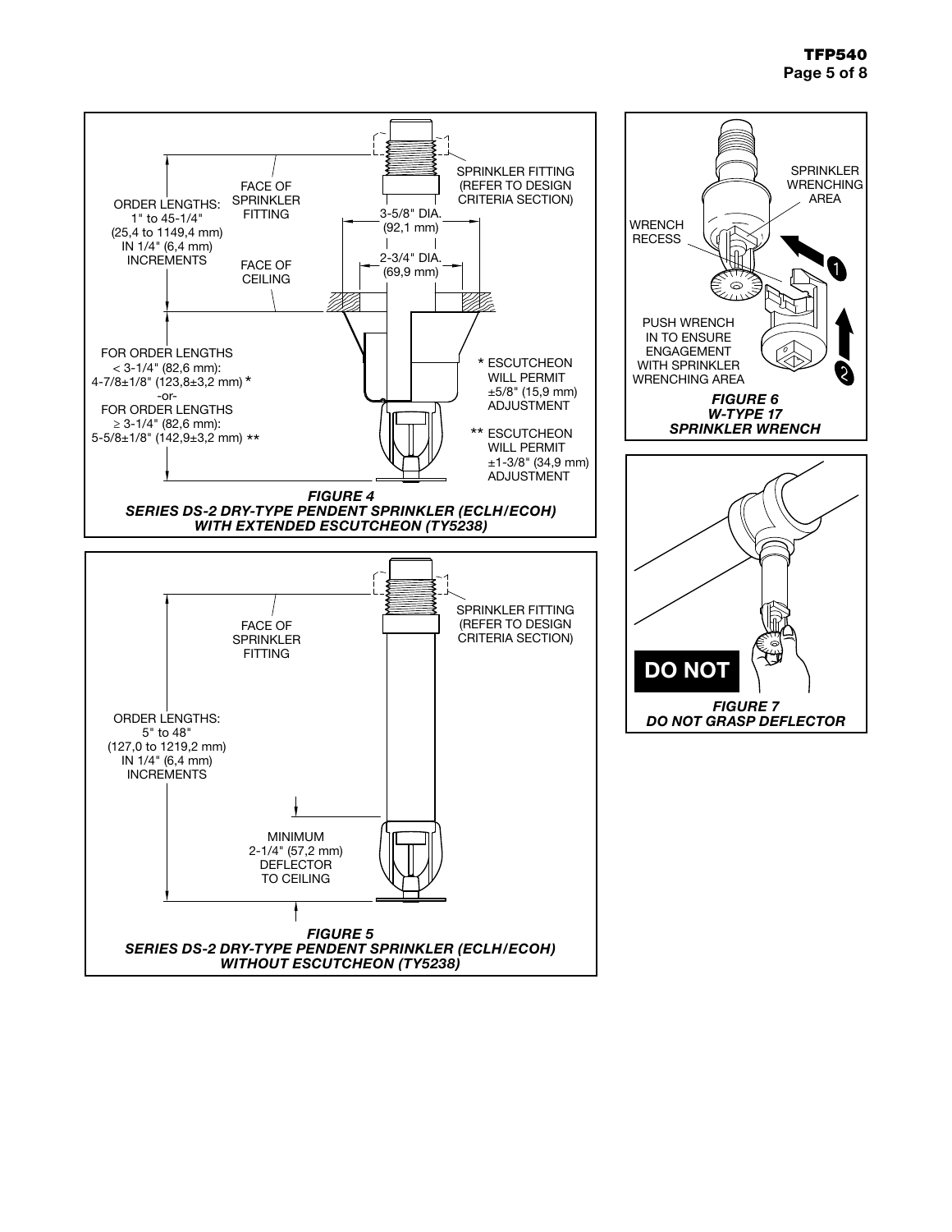ORDER LENGTHS: 1" to 45-1/4" (25,4 to 1149,4 mm) IN 1/4" (6,4 mm) INCREMENTS

FACE OF SPRINKLER FITTING

FACE OF CEILING

SPRINKLER FITTING (REFER TO DESIGN CRITERIA SECTION)

3-5/8" DIA. (92,1 mm)

2-3/4" DIA. (69,9 mm)

FOR ORDER LENGTHS < 3-1/4" (82,6 mm): 4-7/8±1/8" (123,8±3,2 mm) *
-or-
FOR ORDER LENGTHS ≥ 3-1/4" (82,6 mm): 5-5/8±1/8" (142,9±3,2 mm) **

\* ESCUTCHEON WILL PERMIT ±5/8" (15,9 mm) ADJUSTMENT

\*\* ESCUTCHEON WILL PERMIT ±1-3/8" (34,9 mm) ADJUSTMENT

***FIGURE 4***
***SERIES DS-2 DRY-TYPE PENDENT SPRINKLER (ECLH/ECOH) WITH EXTENDED ESCUTCHEON (TY5238)***

SPRINKLER WRENCHING AREA

WRENCH RECESS

PUSH WRENCH IN TO ENSURE ENGAGEMENT WITH SPRINKLER WRENCHING AREA

***FIGURE 6***
***W-TYPE 17 SPRINKLER WRENCH***

FACE OF SPRINKLER FITTING

SPRINKLER FITTING (REFER TO DESIGN CRITERIA SECTION)

ORDER LENGTHS: 5" to 48" (127,0 to 1219,2 mm) IN 1/4" (6,4 mm) INCREMENTS

MINIMUM 2-1/4" (57,2 mm) DEFLECTOR TO CEILING

***FIGURE 5***
***SERIES DS-2 DRY-TYPE PENDENT SPRINKLER (ECLH/ECOH) WITHOUT ESCUTCHEON (TY5238)***

**DO NOT**

***FIGURE 7***
***DO NOT GRASP DEFLECTOR***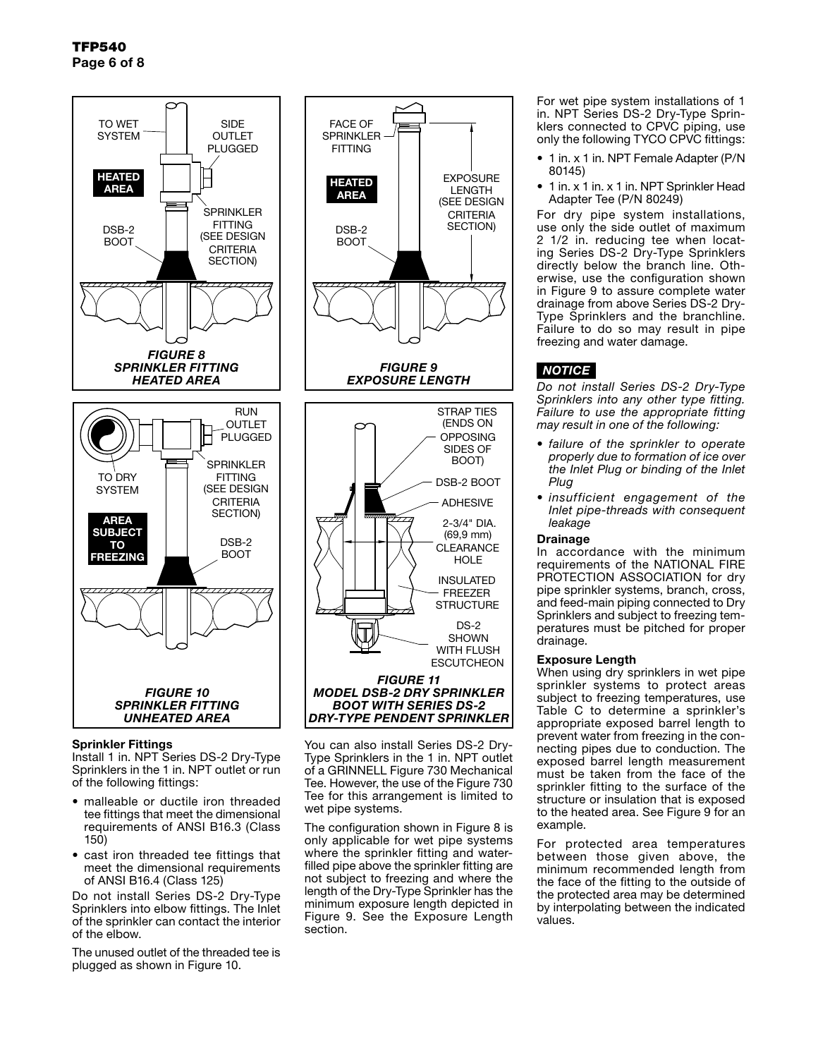*FIGURE 8*
*SPRINKLER FITTING HEATED AREA*

*FIGURE 9*
*EXPOSURE LENGTH*

*FIGURE 10*
*SPRINKLER FITTING UNHEATED AREA*

*FIGURE 11*
*MODEL DSB-2 DRY SPRINKLER BOOT WITH SERIES DS-2 DRY-TYPE PENDENT SPRINKLER*

**Sprinkler Fittings**

Install 1 in. NPT Series DS-2 Dry-Type Sprinklers in the 1 in. NPT outlet or run of the following fittings:

- malleable or ductile iron threaded tee fittings that meet the dimensional requirements of ANSI B16.3 (Class 150)
- cast iron threaded tee fittings that meet the dimensional requirements of ANSI B16.4 (Class 125)

Do not install Series DS-2 Dry-Type Sprinklers into elbow fittings. The Inlet of the sprinkler can contact the interior of the elbow.

The unused outlet of the threaded tee is plugged as shown in Figure 10.

You can also install Series DS-2 Dry-Type Sprinklers in the 1 in. NPT outlet of a GRINNELL Figure 730 Mechanical Tee. However, the use of the Figure 730 Tee for this arrangement is limited to wet pipe systems.

The configuration shown in Figure 8 is only applicable for wet pipe systems where the sprinkler fitting and water-filled pipe above the sprinkler fitting are not subject to freezing and where the length of the Dry-Type Sprinkler has the minimum exposure length depicted in Figure 9. See the Exposure Length section.

For wet pipe system installations of 1 in. NPT Series DS-2 Dry-Type Sprinklers connected to CPVC piping, use only the following TYCO CPVC fittings:

- 1 in. x 1 in. NPT Female Adapter (P/N 80145)
- 1 in. x 1 in. x 1 in. NPT Sprinkler Head Adapter Tee (P/N 80249)

For dry pipe system installations, use only the side outlet of maximum 2 1/2 in. reducing tee when locating Series DS-2 Dry-Type Sprinklers directly below the branch line. Otherwise, use the configuration shown in Figure 9 to assure complete water drainage from above Series DS-2 Dry-Type Sprinklers and the branchline. Failure to do so may result in pipe freezing and water damage.

***NOTICE***

*Do not install Series DS-2 Dry-Type Sprinklers into any other type fitting. Failure to use the appropriate fitting may result in one of the following:*

- *failure of the sprinkler to operate properly due to formation of ice over the Inlet Plug or binding of the Inlet Plug*
- *insufficient engagement of the Inlet pipe-threads with consequent leakage*

**Drainage**

In accordance with the minimum requirements of the NATIONAL FIRE PROTECTION ASSOCIATION for dry pipe sprinkler systems, branch, cross, and feed-main piping connected to Dry Sprinklers and subject to freezing temperatures must be pitched for proper drainage.

**Exposure Length**

When using dry sprinklers in wet pipe sprinkler systems to protect areas subject to freezing temperatures, use Table C to determine a sprinkler's appropriate exposed barrel length to prevent water from freezing in the connecting pipes due to conduction. The exposed barrel length measurement must be taken from the face of the sprinkler fitting to the surface of the structure or insulation that is exposed to the heated area. See Figure 9 for an example.

For protected area temperatures between those given above, the minimum recommended length from the face of the fitting to the outside of the protected area may be determined by interpolating between the indicated values.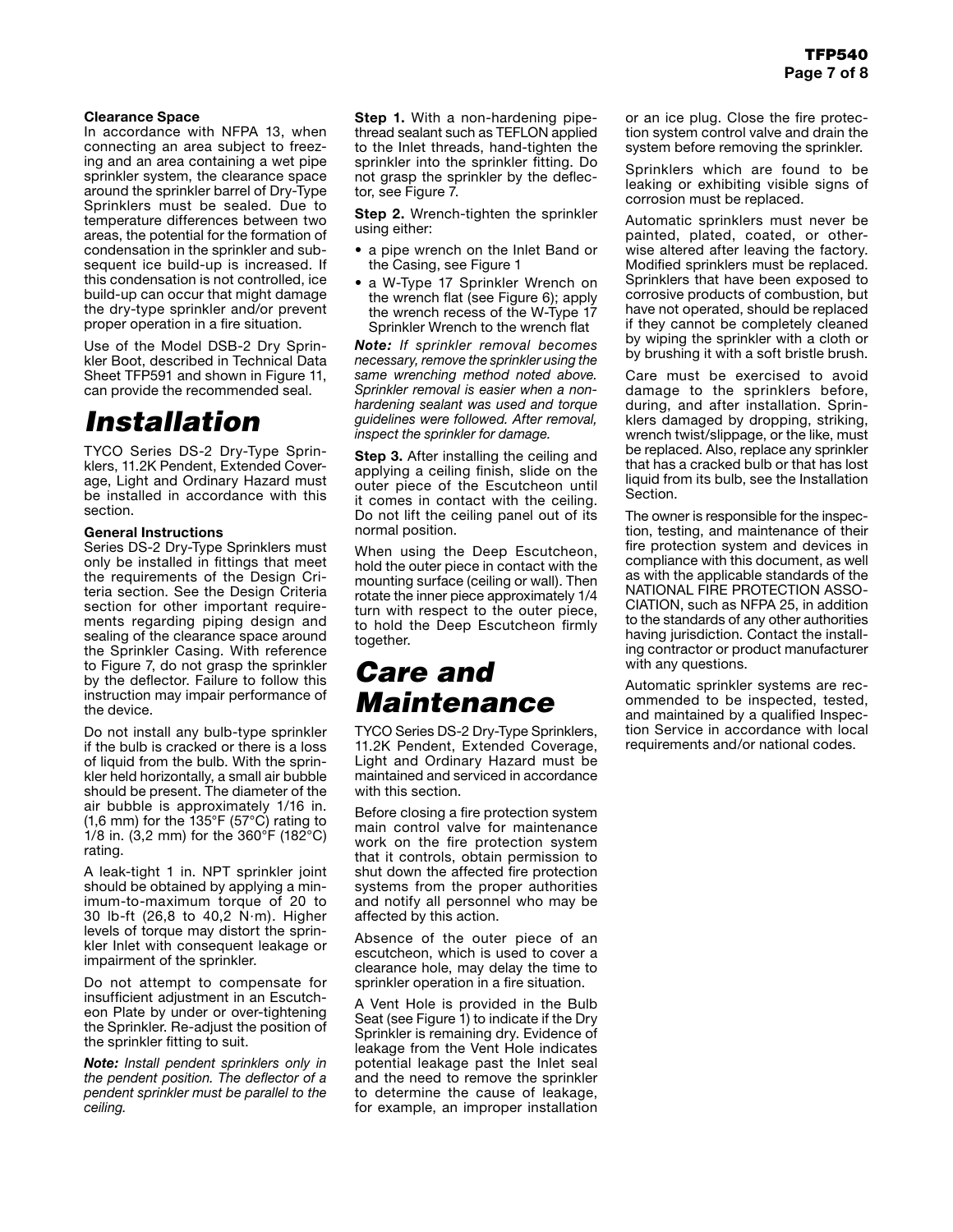### Clearance Space

In accordance with NFPA 13, when connecting an area subject to freezing and an area containing a wet pipe sprinkler system, the clearance space around the sprinkler barrel of Dry-Type Sprinklers must be sealed. Due to temperature differences between two areas, the potential for the formation of condensation in the sprinkler and subsequent ice build-up is increased. If this condensation is not controlled, ice build-up can occur that might damage the dry-type sprinkler and/or prevent proper operation in a fire situation.

Use of the Model DSB-2 Dry Sprinkler Boot, described in Technical Data Sheet TFP591 and shown in Figure 11, can provide the recommended seal.

# Installation

TYCO Series DS-2 Dry-Type Sprinklers, 11.2K Pendent, Extended Coverage, Light and Ordinary Hazard must be installed in accordance with this section.

### General Instructions

Series DS-2 Dry-Type Sprinklers must only be installed in fittings that meet the requirements of the Design Criteria section. See the Design Criteria section for other important requirements regarding piping design and sealing of the clearance space around the Sprinkler Casing. With reference to Figure 7, do not grasp the sprinkler by the deflector. Failure to follow this instruction may impair performance of the device.

Do not install any bulb-type sprinkler if the bulb is cracked or there is a loss of liquid from the bulb. With the sprinkler held horizontally, a small air bubble should be present. The diameter of the air bubble is approximately 1/16 in. (1,6 mm) for the 135°F (57°C) rating to 1/8 in. (3,2 mm) for the 360°F (182°C) rating.

A leak-tight 1 in. NPT sprinkler joint should be obtained by applying a minimum-to-maximum torque of 20 to 30 lb-ft (26,8 to 40,2 N·m). Higher levels of torque may distort the sprinkler Inlet with consequent leakage or impairment of the sprinkler.

Do not attempt to compensate for insufficient adjustment in an Escutcheon Plate by under or over-tightening the Sprinkler. Re-adjust the position of the sprinkler fitting to suit.

***Note:*** *Install pendent sprinklers only in the pendent position. The deflector of a pendent sprinkler must be parallel to the ceiling.*

**Step 1.** With a non-hardening pipe-thread sealant such as TEFLON applied to the Inlet threads, hand-tighten the sprinkler into the sprinkler fitting. Do not grasp the sprinkler by the deflector, see Figure 7.

**Step 2.** Wrench-tighten the sprinkler using either:

- a pipe wrench on the Inlet Band or the Casing, see Figure 1
- a W-Type 17 Sprinkler Wrench on the wrench flat (see Figure 6); apply the wrench recess of the W-Type 17 Sprinkler Wrench to the wrench flat

***Note:*** *If sprinkler removal becomes necessary, remove the sprinkler using the same wrenching method noted above. Sprinkler removal is easier when a non-hardening sealant was used and torque guidelines were followed. After removal, inspect the sprinkler for damage.*

**Step 3.** After installing the ceiling and applying a ceiling finish, slide on the outer piece of the Escutcheon until it comes in contact with the ceiling. Do not lift the ceiling panel out of its normal position.

When using the Deep Escutcheon, hold the outer piece in contact with the mounting surface (ceiling or wall). Then rotate the inner piece approximately 1/4 turn with respect to the outer piece, to hold the Deep Escutcheon firmly together.

# Care and Maintenance

TYCO Series DS-2 Dry-Type Sprinklers, 11.2K Pendent, Extended Coverage, Light and Ordinary Hazard must be maintained and serviced in accordance with this section.

Before closing a fire protection system main control valve for maintenance work on the fire protection system that it controls, obtain permission to shut down the affected fire protection systems from the proper authorities and notify all personnel who may be affected by this action.

Absence of the outer piece of an escutcheon, which is used to cover a clearance hole, may delay the time to sprinkler operation in a fire situation.

A Vent Hole is provided in the Bulb Seat (see Figure 1) to indicate if the Dry Sprinkler is remaining dry. Evidence of leakage from the Vent Hole indicates potential leakage past the Inlet seal and the need to remove the sprinkler to determine the cause of leakage, for example, an improper installation or an ice plug. Close the fire protection system control valve and drain the system before removing the sprinkler.

Sprinklers which are found to be leaking or exhibiting visible signs of corrosion must be replaced.

Automatic sprinklers must never be painted, plated, coated, or otherwise altered after leaving the factory. Modified sprinklers must be replaced. Sprinklers that have been exposed to corrosive products of combustion, but have not operated, should be replaced if they cannot be completely cleaned by wiping the sprinkler with a cloth or by brushing it with a soft bristle brush.

Care must be exercised to avoid damage to the sprinklers before, during, and after installation. Sprinklers damaged by dropping, striking, wrench twist/slippage, or the like, must be replaced. Also, replace any sprinkler that has a cracked bulb or that has lost liquid from its bulb, see the Installation Section.

The owner is responsible for the inspection, testing, and maintenance of their fire protection system and devices in compliance with this document, as well as with the applicable standards of the NATIONAL FIRE PROTECTION ASSOCIATION, such as NFPA 25, in addition to the standards of any other authorities having jurisdiction. Contact the installing contractor or product manufacturer with any questions.

Automatic sprinkler systems are recommended to be inspected, tested, and maintained by a qualified Inspection Service in accordance with local requirements and/or national codes.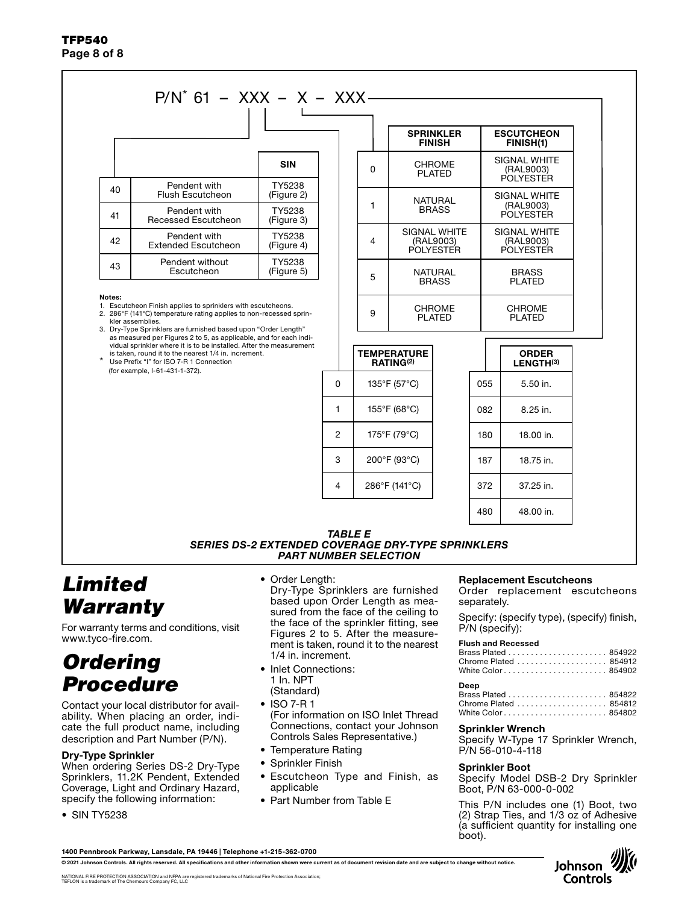P/N* 61 – XXX – X – XXX

| | | SIN |
|---|---|---|
| 40 | Pendent with Flush Escutcheon | TY5238 (Figure 2) |
| 41 | Pendent with Recessed Escutcheon | TY5238 (Figure 3) |
| 42 | Pendent with Extended Escutcheon | TY5238 (Figure 4) |
| 43 | Pendent without Escutcheon | TY5238 (Figure 5) |

| | SPRINKLER FINISH | ESCUTCHEON FINISH(1) |
|---|---|---|
| 0 | CHROME PLATED | SIGNAL WHITE (RAL9003) POLYESTER |
| 1 | NATURAL BRASS | SIGNAL WHITE (RAL9003) POLYESTER |
| 4 | SIGNAL WHITE (RAL9003) POLYESTER | SIGNAL WHITE (RAL9003) POLYESTER |
| 5 | NATURAL BRASS | BRASS PLATED |
| 9 | CHROME PLATED | CHROME PLATED |

| | TEMPERATURE RATING(2) |
|---|---|
| 0 | 135°F (57°C) |
| 1 | 155°F (68°C) |
| 2 | 175°F (79°C) |
| 3 | 200°F (93°C) |
| 4 | 286°F (141°C) |

| | ORDER LENGTH(3) |
|---|---|
| 055 | 5.50 in. |
| 082 | 8.25 in. |
| 180 | 18.00 in. |
| 187 | 18.75 in. |
| 372 | 37.25 in. |
| 480 | 48.00 in. |

**Notes:**
1. Escutcheon Finish applies to sprinklers with escutcheons.
2. 286°F (141°C) temperature rating applies to non-recessed sprinkler assemblies.
3. Dry-Type Sprinklers are furnished based upon "Order Length" as measured per Figures 2 to 5, as applicable, and for each individual sprinkler where it is to be installed. After the measurement is taken, round it to the nearest 1/4 in. increment.

\* Use Prefix "I" for ISO 7-R 1 Connection (for example, I-61-431-1-372).

*TABLE E*
*SERIES DS-2 EXTENDED COVERAGE DRY-TYPE SPRINKLERS*
*PART NUMBER SELECTION*

# *Limited Warranty*

For warranty terms and conditions, visit www.tyco-fire.com.

# *Ordering Procedure*

Contact your local distributor for availability. When placing an order, indicate the full product name, including description and Part Number (P/N).

**Dry-Type Sprinkler**

When ordering Series DS-2 Dry-Type Sprinklers, 11.2K Pendent, Extended Coverage, Light and Ordinary Hazard, specify the following information:

- SIN TY5238
- Order Length: Dry-Type Sprinklers are furnished based upon Order Length as measured from the face of the ceiling to the face of the sprinkler fitting, see Figures 2 to 5. After the measurement is taken, round it to the nearest 1/4 in. increment.
- Inlet Connections: 1 In. NPT (Standard)
- ISO 7-R 1 (For information on ISO Inlet Thread Connections, contact your Johnson Controls Sales Representative.)
- Temperature Rating
- Sprinkler Finish
- Escutcheon Type and Finish, as applicable
- Part Number from Table E

**Replacement Escutcheons**

Order replacement escutcheons separately.

Specify: (specify type), (specify) finish, P/N (specify):

**Flush and Recessed**
Brass Plated . . . . . . . . . . . . . . . . . . . . . 854922
Chrome Plated . . . . . . . . . . . . . . . . . . . 854912
White Color . . . . . . . . . . . . . . . . . . . . . . 854902

**Deep**
Brass Plated . . . . . . . . . . . . . . . . . . . . . 854822
Chrome Plated . . . . . . . . . . . . . . . . . . . 854812
White Color . . . . . . . . . . . . . . . . . . . . . . 854802

**Sprinkler Wrench**

Specify W-Type 17 Sprinkler Wrench, P/N 56-010-4-118

**Sprinkler Boot**

Specify Model DSB-2 Dry Sprinkler Boot, P/N 63-000-0-002

This P/N includes one (1) Boot, two (2) Strap Ties, and 1/3 oz of Adhesive (a sufficient quantity for installing one boot).

1400 Pennbrook Parkway, Lansdale, PA 19446 | Telephone +1-215-362-0700

© 2021 Johnson Controls. All rights reserved. All specifications and other information shown were current as of document revision date and are subject to change without notice.

NATIONAL FIRE PROTECTION ASSOCIATION and NFPA are registered trademarks of National Fire Protection Association; TEFLON is a trademark of The Chemours Company FC, LLC